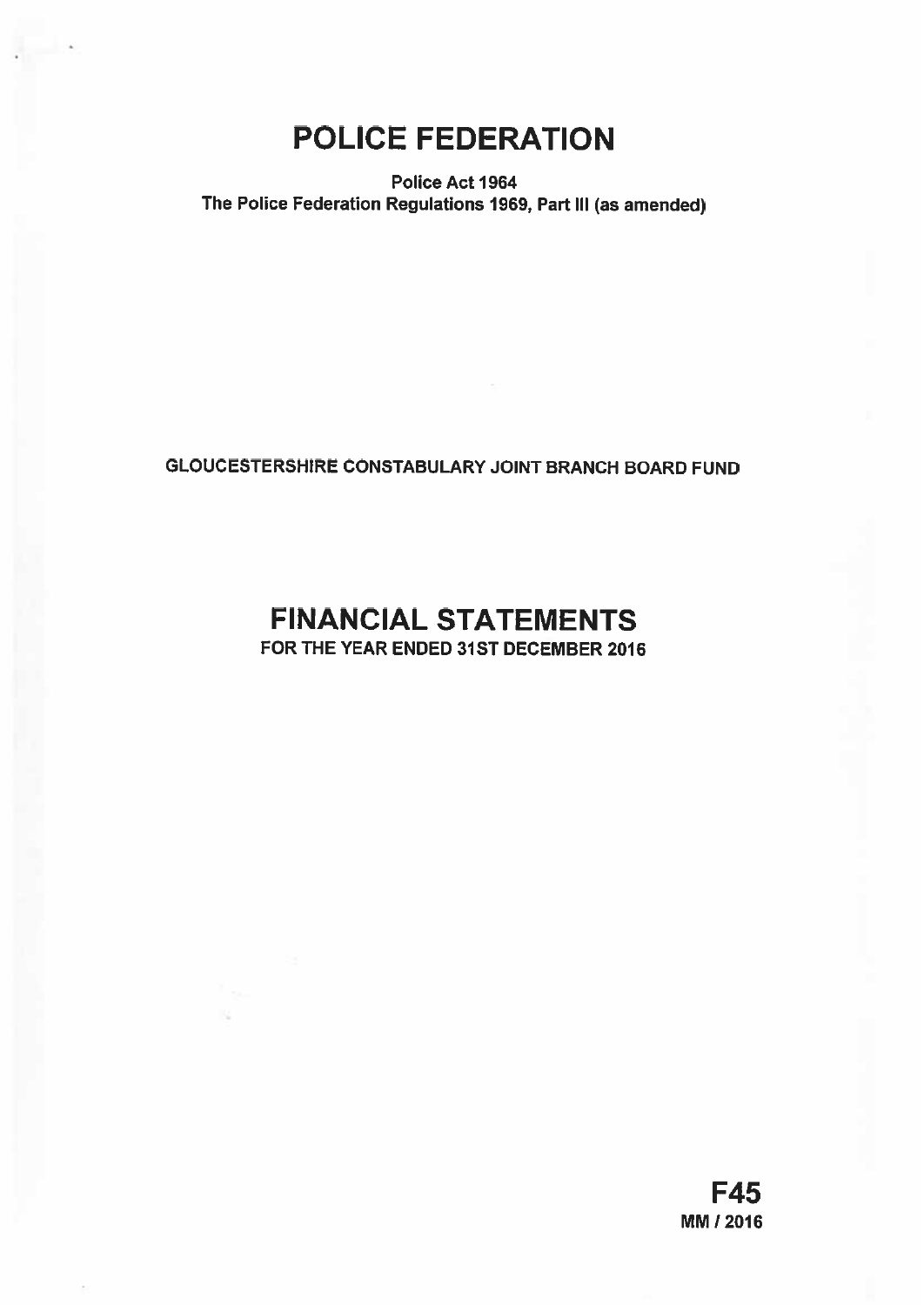# POLICE FEDERATION

**Police Act 1964**
**The Police Federation Regulations 1969, Part III (as amended)**

**GLOUCESTERSHIRE CONSTABULARY JOINT BRANCH BOARD FUND**

# FINANCIAL STATEMENTS

**FOR THE YEAR ENDED 31ST DECEMBER 2016**

**F45**
**MM / 2016**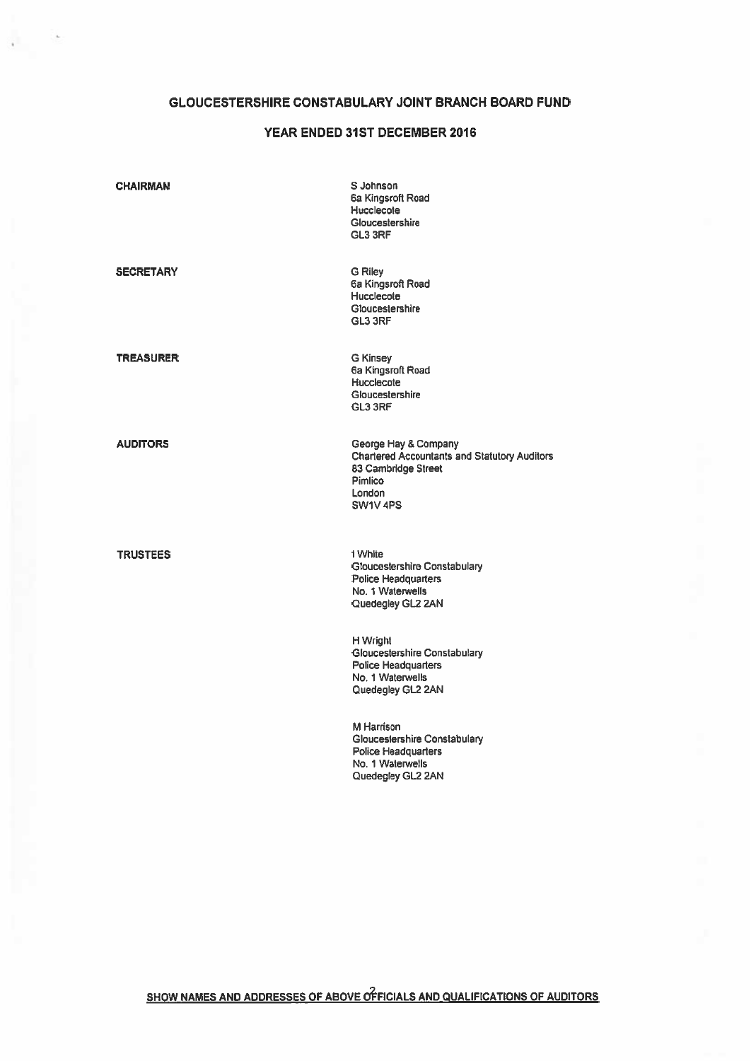# GLOUCESTERSHIRE CONSTABULARY JOINT BRANCH BOARD FUND

## YEAR ENDED 31ST DECEMBER 2016

| | |
|---|---|
| **CHAIRMAN** | S Johnson<br>6a Kingsroft Road<br>Hucclecote<br>Gloucestershire<br>GL3 3RF |
| **SECRETARY** | G Riley<br>6a Kingsroft Road<br>Hucclecote<br>Gloucestershire<br>GL3 3RF |
| **TREASURER** | G Kinsey<br>6a Kingsroft Road<br>Hucclecote<br>Gloucestershire<br>GL3 3RF |
| **AUDITORS** | George Hay & Company<br>Chartered Accountants and Statutory Auditors<br>83 Cambridge Street<br>Pimlico<br>London<br>SW1V 4PS |
| **TRUSTEES** | I White<br>Gloucestershire Constabulary<br>Police Headquarters<br>No. 1 Waterwells<br>Quedegley GL2 2AN |
| | H Wright<br>Gloucestershire Constabulary<br>Police Headquarters<br>No. 1 Waterwells<br>Quedegley GL2 2AN |
| | M Harrison<br>Gloucestershire Constabulary<br>Police Headquarters<br>No. 1 Waterwells<br>Quedegley GL2 2AN |

**SHOW NAMES AND ADDRESSES OF ABOVE OFFICIALS AND QUALIFICATIONS OF AUDITORS**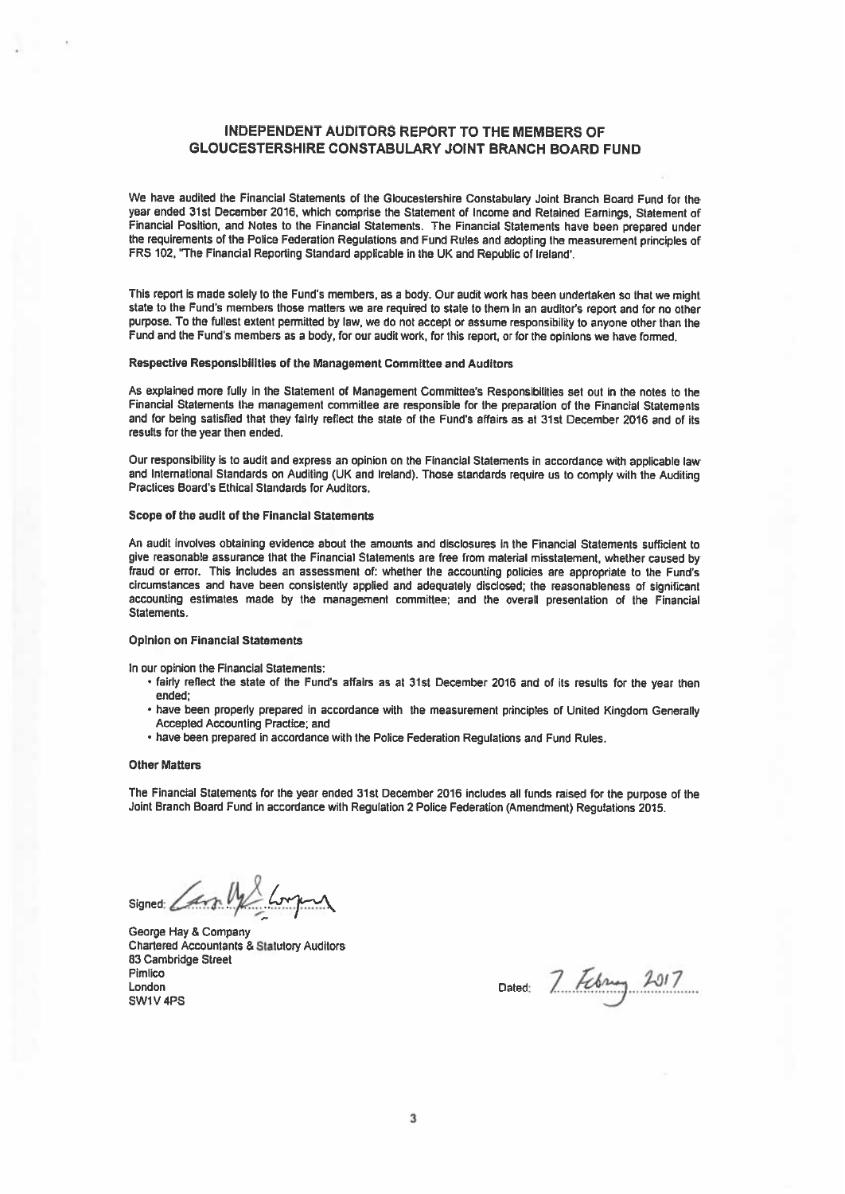# INDEPENDENT AUDITORS REPORT TO THE MEMBERS OF GLOUCESTERSHIRE CONSTABULARY JOINT BRANCH BOARD FUND

We have audited the Financial Statements of the Gloucestershire Constabulary Joint Branch Board Fund for the year ended 31st December 2016, which comprise the Statement of Income and Retained Earnings, Statement of Financial Position, and Notes to the Financial Statements. The Financial Statements have been prepared under the requirements of the Police Federation Regulations and Fund Rules and adopting the measurement principles of FRS 102, "The Financial Reporting Standard applicable in the UK and Republic of Ireland'.

This report is made solely to the Fund's members, as a body. Our audit work has been undertaken so that we might state to the Fund's members those matters we are required to state to them in an auditor's report and for no other purpose. To the fullest extent permitted by law, we do not accept or assume responsibility to anyone other than the Fund and the Fund's members as a body, for our audit work, for this report, or for the opinions we have formed.

### Respective Responsibilities of the Management Committee and Auditors

As explained more fully in the Statement of Management Committee's Responsibilities set out in the notes to the Financial Statements the management committee are responsible for the preparation of the Financial Statements and for being satisfied that they fairly reflect the state of the Fund's affairs as at 31st December 2016 and of its results for the year then ended.

Our responsibility is to audit and express an opinion on the Financial Statements in accordance with applicable law and International Standards on Auditing (UK and Ireland). Those standards require us to comply with the Auditing Practices Board's Ethical Standards for Auditors.

### Scope of the audit of the Financial Statements

An audit involves obtaining evidence about the amounts and disclosures in the Financial Statements sufficient to give reasonable assurance that the Financial Statements are free from material misstatement, whether caused by fraud or error. This includes an assessment of: whether the accounting policies are appropriate to the Fund's circumstances and have been consistently applied and adequately disclosed; the reasonableness of significant accounting estimates made by the management committee; and the overall presentation of the Financial Statements.

### Opinion on Financial Statements

In our opinion the Financial Statements:

- fairly reflect the state of the Fund's affairs as at 31st December 2016 and of its results for the year then ended;
- have been properly prepared in accordance with the measurement principles of United Kingdom Generally Accepted Accounting Practice; and
- have been prepared in accordance with the Police Federation Regulations and Fund Rules.

### Other Matters

The Financial Statements for the year ended 31st December 2016 includes all funds raised for the purpose of the Joint Branch Board Fund in accordance with Regulation 2 Police Federation (Amendment) Regulations 2015.

Signed: George Hay & Company

George Hay & Company
Chartered Accountants & Statutory Auditors
83 Cambridge Street
Pimlico
London
SW1V 4PS

Dated: 7 February 2017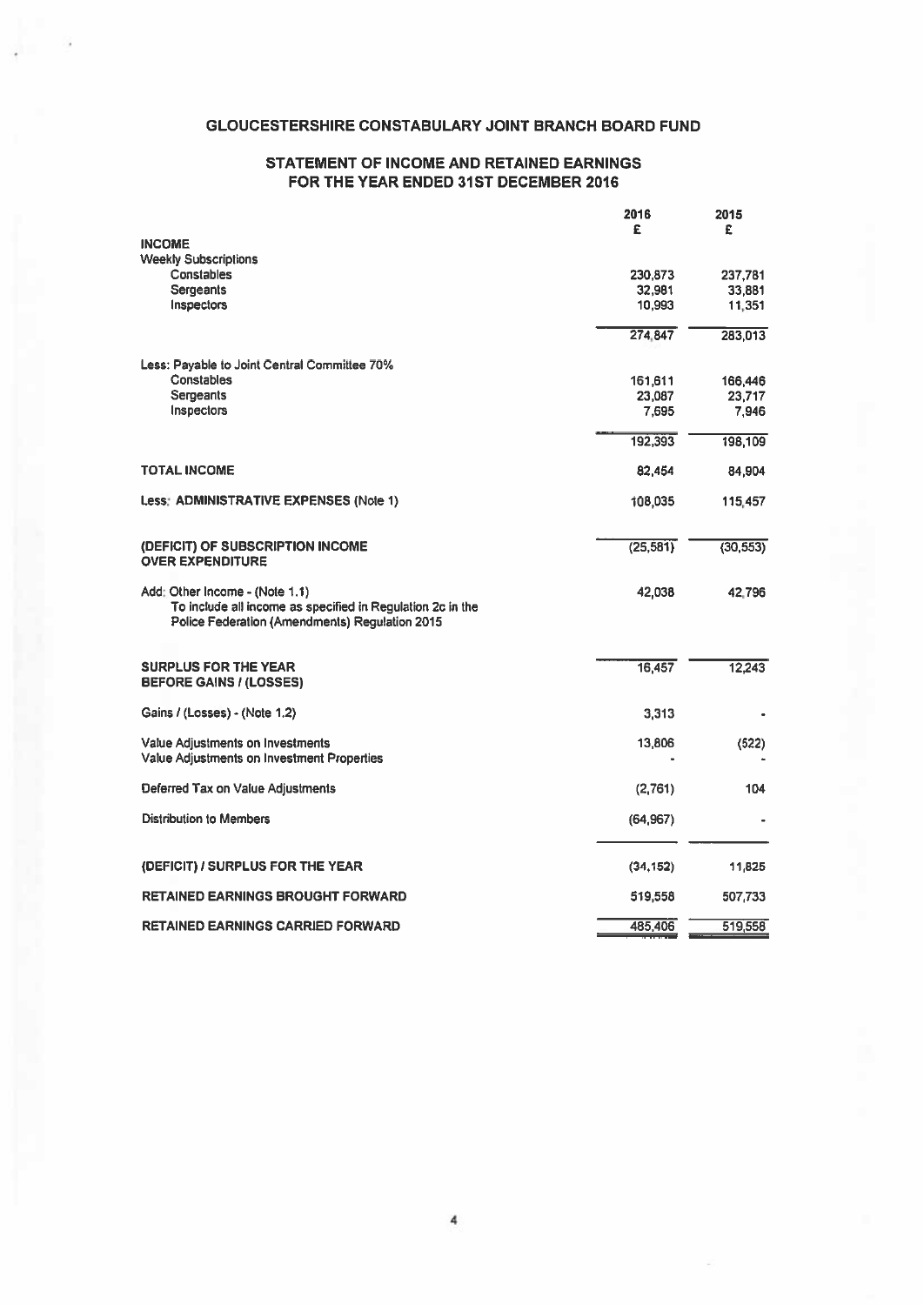# GLOUCESTERSHIRE CONSTABULARY JOINT BRANCH BOARD FUND

## STATEMENT OF INCOME AND RETAINED EARNINGS FOR THE YEAR ENDED 31ST DECEMBER 2016

| | 2016 £ | 2015 £ |
|---|---|---|
| **INCOME** | | |
| Weekly Subscriptions | | |
| Constables | 230,873 | 237,781 |
| Sergeants | 32,981 | 33,881 |
| Inspectors | 10,993 | 11,351 |
| | 274,847 | 283,013 |
| Less: Payable to Joint Central Committee 70% | | |
| Constables | 161,611 | 166,446 |
| Sergeants | 23,087 | 23,717 |
| Inspectors | 7,695 | 7,946 |
| | 192,393 | 198,109 |
| **TOTAL INCOME** | 82,454 | 84,904 |
| Less: **ADMINISTRATIVE EXPENSES** (Note 1) | 108,035 | 115,457 |
| **(DEFICIT) OF SUBSCRIPTION INCOME OVER EXPENDITURE** | (25,581) | (30,553) |
| Add: Other Income - (Note 1.1) To include all income as specified in Regulation 2c in the Police Federation (Amendments) Regulation 2015 | 42,038 | 42,796 |
| **SURPLUS FOR THE YEAR BEFORE GAINS / (LOSSES)** | 16,457 | 12,243 |
| Gains / (Losses) - (Note 1.2) | 3,313 | - |
| Value Adjustments on Investments | 13,806 | (522) |
| Value Adjustments on Investment Properties | - | - |
| Deferred Tax on Value Adjustments | (2,761) | 104 |
| Distribution to Members | (64,967) | - |
| **(DEFICIT) / SURPLUS FOR THE YEAR** | (34,152) | 11,825 |
| **RETAINED EARNINGS BROUGHT FORWARD** | 519,558 | 507,733 |
| **RETAINED EARNINGS CARRIED FORWARD** | 485,406 | 519,558 |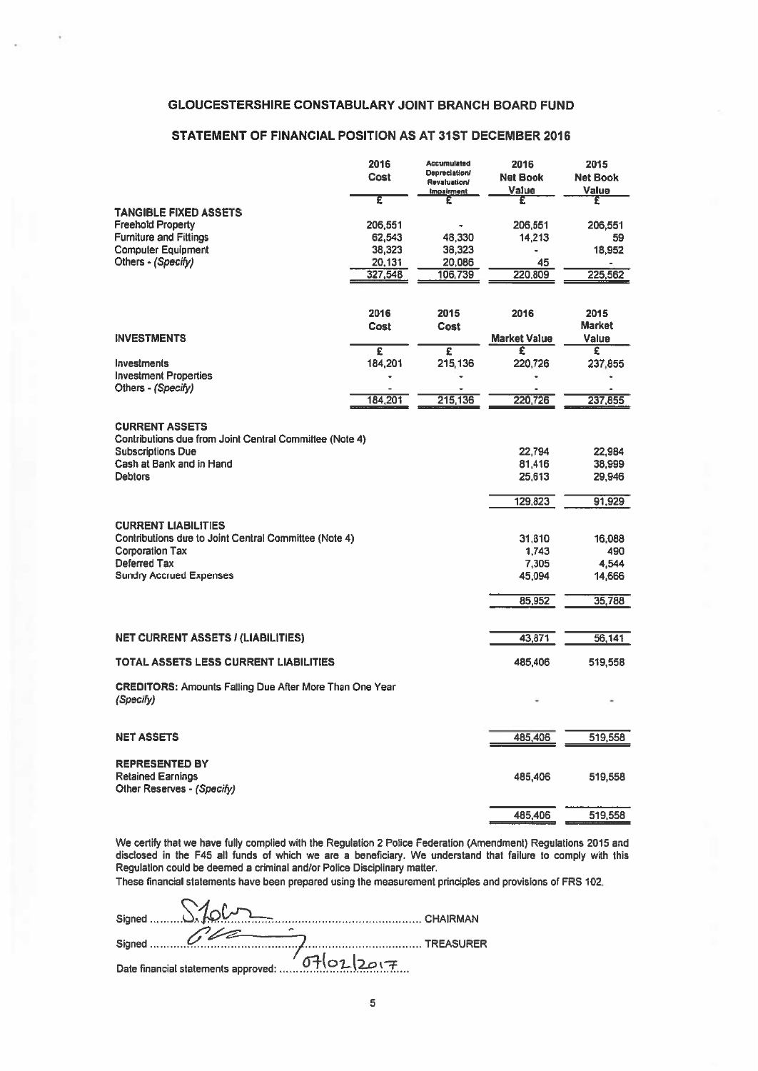## GLOUCESTERSHIRE CONSTABULARY JOINT BRANCH BOARD FUND

### STATEMENT OF FINANCIAL POSITION AS AT 31ST DECEMBER 2016

| | 2016 Cost | Accumulated Depreciation/ Revaluation/ Impairment | 2016 Net Book Value | 2015 Net Book Value |
|---|---|---|---|---|
| | £ | £ | £ | £ |
| **TANGIBLE FIXED ASSETS** | | | | |
| Freehold Property | 206,551 | - | 206,551 | 206,551 |
| Furniture and Fittings | 62,543 | 48,330 | 14,213 | 59 |
| Computer Equipment | 38,323 | 38,323 | - | 18,952 |
| Others - *(Specify)* | 20,131 | 20,086 | 45 | - |
| | 327,548 | 106,739 | 220,809 | 225,562 |

| **INVESTMENTS** | 2016 Cost | 2015 Cost | 2016 Market Value | 2015 Market Value |
|---|---|---|---|---|
| | £ | £ | £ | £ |
| Investments | 184,201 | 215,136 | 220,726 | 237,855 |
| Investment Properties | - | - | - | - |
| Others - *(Specify)* | - | - | - | - |
| | 184,201 | 215,136 | 220,726 | 237,855 |

| | 2016 | 2015 |
|---|---|---|
| **CURRENT ASSETS** | | |
| Contributions due from Joint Central Committee (Note 4) | | |
| Subscriptions Due | 22,794 | 22,984 |
| Cash at Bank and in Hand | 81,416 | 38,999 |
| Debtors | 25,613 | 29,946 |
| | 129,823 | 91,929 |
| **CURRENT LIABILITIES** | | |
| Contributions due to Joint Central Committee (Note 4) | 31,810 | 16,088 |
| Corporation Tax | 1,743 | 490 |
| Deferred Tax | 7,305 | 4,544 |
| Sundry Accrued Expenses | 45,094 | 14,666 |
| | 85,952 | 35,788 |
| **NET CURRENT ASSETS / (LIABILITIES)** | 43,871 | 56,141 |
| **TOTAL ASSETS LESS CURRENT LIABILITIES** | 485,406 | 519,558 |
| **CREDITORS:** Amounts Falling Due After More Than One Year *(Specify)* | - | - |
| **NET ASSETS** | 485,406 | 519,558 |
| **REPRESENTED BY** | | |
| Retained Earnings | 485,406 | 519,558 |
| Other Reserves - *(Specify)* | | |
| | 485,406 | 519,558 |

We certify that we have fully complied with the Regulation 2 Police Federation (Amendment) Regulations 2015 and disclosed in the F45 all funds of which we are a beneficiary. We understand that failure to comply with this Regulation could be deemed a criminal and/or Police Disciplinary matter.

These financial statements have been prepared using the measurement principles and provisions of FRS 102.

Signed .......................................... CHAIRMAN

Signed .......................................... TREASURER

Date financial statements approved: 07/02/2017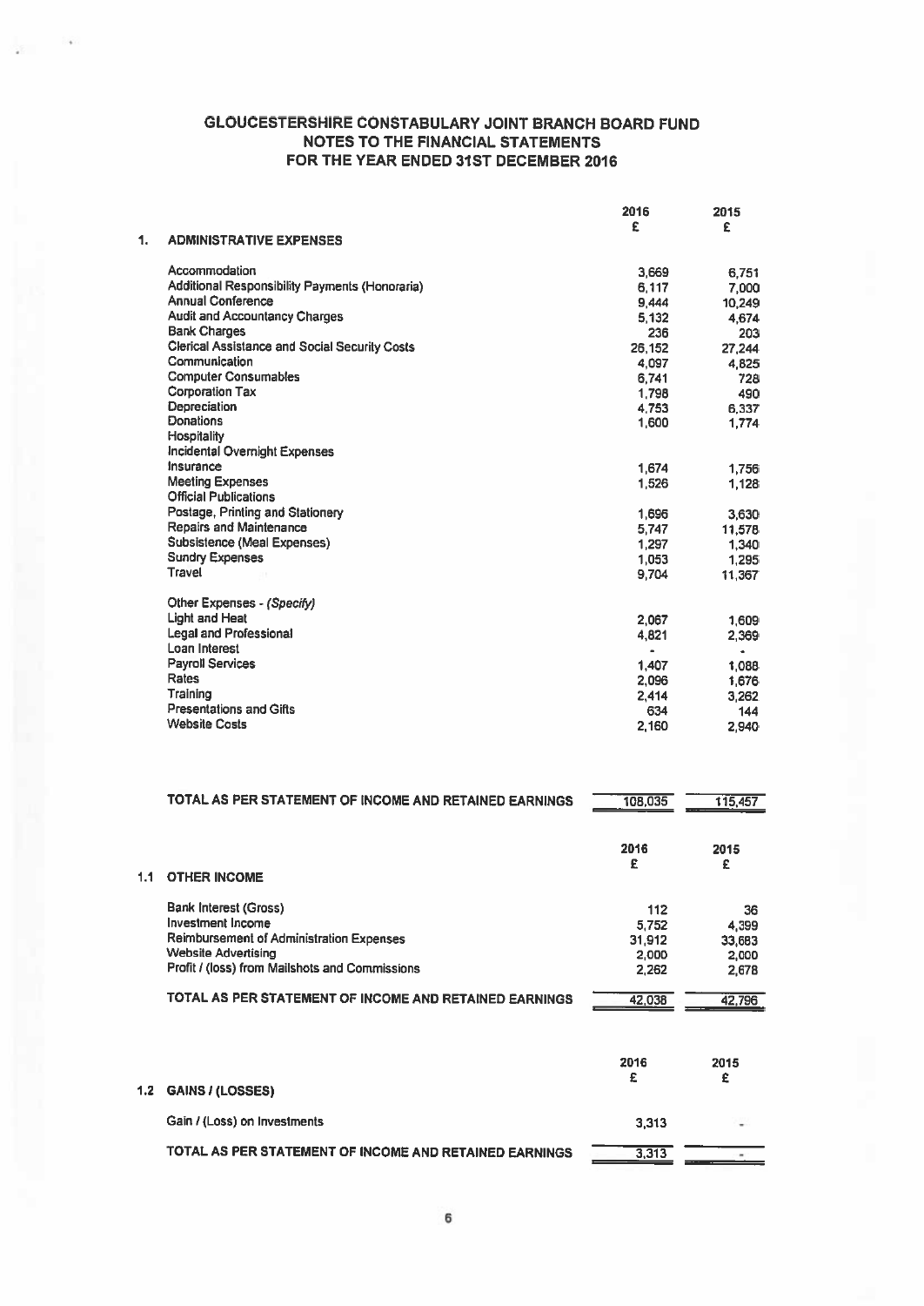# GLOUCESTERSHIRE CONSTABULARY JOINT BRANCH BOARD FUND
## NOTES TO THE FINANCIAL STATEMENTS
## FOR THE YEAR ENDED 31ST DECEMBER 2016

| | | 2016 £ | 2015 £ |
|---|---|---|---|
| **1.** | **ADMINISTRATIVE EXPENSES** | | |
| | Accommodation | 3,669 | 6,751 |
| | Additional Responsibility Payments (Honoraria) | 6,117 | 7,000 |
| | Annual Conference | 9,444 | 10,249 |
| | Audit and Accountancy Charges | 5,132 | 4,674 |
| | Bank Charges | 236 | 203 |
| | Clerical Assistance and Social Security Costs | 26,152 | 27,244 |
| | Communication | 4,097 | 4,825 |
| | Computer Consumables | 6,741 | 728 |
| | Corporation Tax | 1,798 | 490 |
| | Depreciation | 4,753 | 6,337 |
| | Donations | 1,600 | 1,774 |
| | Hospitality | | |
| | Incidental Overnight Expenses | | |
| | Insurance | 1,674 | 1,756 |
| | Meeting Expenses | 1,526 | 1,128 |
| | Official Publications | | |
| | Postage, Printing and Stationery | 1,696 | 3,630 |
| | Repairs and Maintenance | 5,747 | 11,578 |
| | Subsistence (Meal Expenses) | 1,297 | 1,340 |
| | Sundry Expenses | 1,053 | 1,295 |
| | Travel | 9,704 | 11,367 |
| | Other Expenses - *(Specify)* | | |
| | Light and Heat | 2,067 | 1,609 |
| | Legal and Professional | 4,821 | 2,369 |
| | Loan Interest | - | - |
| | Payroll Services | 1,407 | 1,088 |
| | Rates | 2,096 | 1,676 |
| | Training | 2,414 | 3,262 |
| | Presentations and Gifts | 634 | 144 |
| | Website Costs | 2,160 | 2,940 |
| | **TOTAL AS PER STATEMENT OF INCOME AND RETAINED EARNINGS** | **108,035** | **115,457** |

| | | 2016 £ | 2015 £ |
|---|---|---|---|
| **1.1** | **OTHER INCOME** | | |
| | Bank Interest (Gross) | 112 | 36 |
| | Investment Income | 5,752 | 4,399 |
| | Reimbursement of Administration Expenses | 31,912 | 33,683 |
| | Website Advertising | 2,000 | 2,000 |
| | Profit / (loss) from Mailshots and Commissions | 2,262 | 2,678 |
| | **TOTAL AS PER STATEMENT OF INCOME AND RETAINED EARNINGS** | **42,038** | **42,796** |

| | | 2016 £ | 2015 £ |
|---|---|---|---|
| **1.2** | **GAINS / (LOSSES)** | | |
| | Gain / (Loss) on Investments | 3,313 | - |
| | **TOTAL AS PER STATEMENT OF INCOME AND RETAINED EARNINGS** | **3,313** | **-** |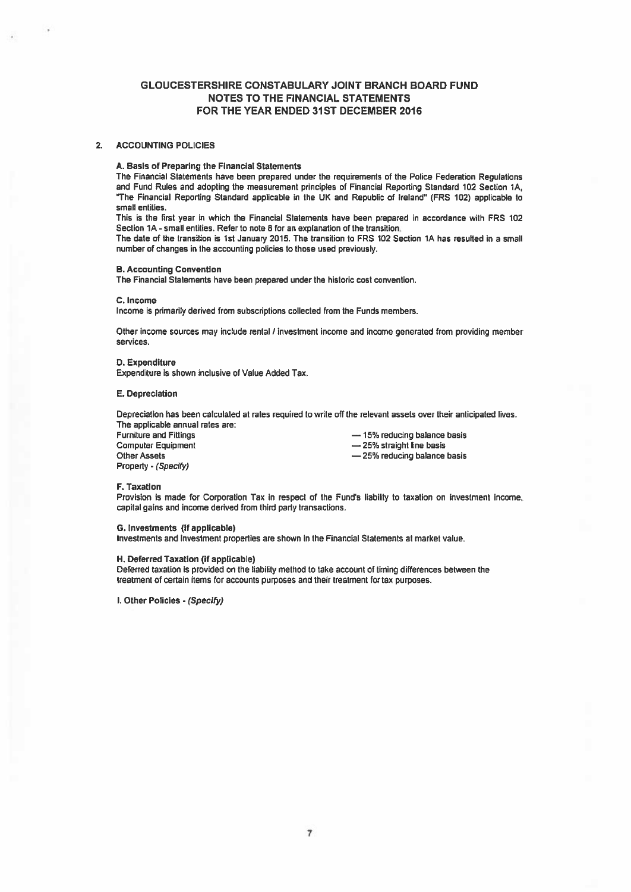# GLOUCESTERSHIRE CONSTABULARY JOINT BRANCH BOARD FUND
## NOTES TO THE FINANCIAL STATEMENTS
## FOR THE YEAR ENDED 31ST DECEMBER 2016

### 2. ACCOUNTING POLICIES

**A. Basis of Preparing the Financial Statements**

The Financial Statements have been prepared under the requirements of the Police Federation Regulations and Fund Rules and adopting the measurement principles of Financial Reporting Standard 102 Section 1A, "The Financial Reporting Standard applicable in the UK and Republic of Ireland" (FRS 102) applicable to small entities.

This is the first year in which the Financial Statements have been prepared in accordance with FRS 102 Section 1A - small entities. Refer to note 8 for an explanation of the transition.

The date of the transition is 1st January 2015. The transition to FRS 102 Section 1A has resulted in a small number of changes in the accounting policies to those used previously.

**B. Accounting Convention**

The Financial Statements have been prepared under the historic cost convention.

**C. Income**

Income is primarily derived from subscriptions collected from the Funds members.

Other income sources may include rental / investment income and income generated from providing member services.

**D. Expenditure**

Expenditure is shown inclusive of Value Added Tax.

**E. Depreciation**

Depreciation has been calculated at rates required to write off the relevant assets over their anticipated lives.

The applicable annual rates are:

| | |
|---|---|
| Furniture and Fittings | — 15% reducing balance basis |
| Computer Equipment | — 25% straight line basis |
| Other Assets | — 25% reducing balance basis |
| Property - *(Specify)* | |

**F. Taxation**

Provision is made for Corporation Tax in respect of the Fund's liability to taxation on investment income, capital gains and income derived from third party transactions.

**G. Investments (if applicable)**

Investments and investment properties are shown in the Financial Statements at market value.

**H. Deferred Taxation (if applicable)**

Deferred taxation is provided on the liability method to take account of timing differences between the treatment of certain items for accounts purposes and their treatment for tax purposes.

**I. Other Policies** - *(Specify)*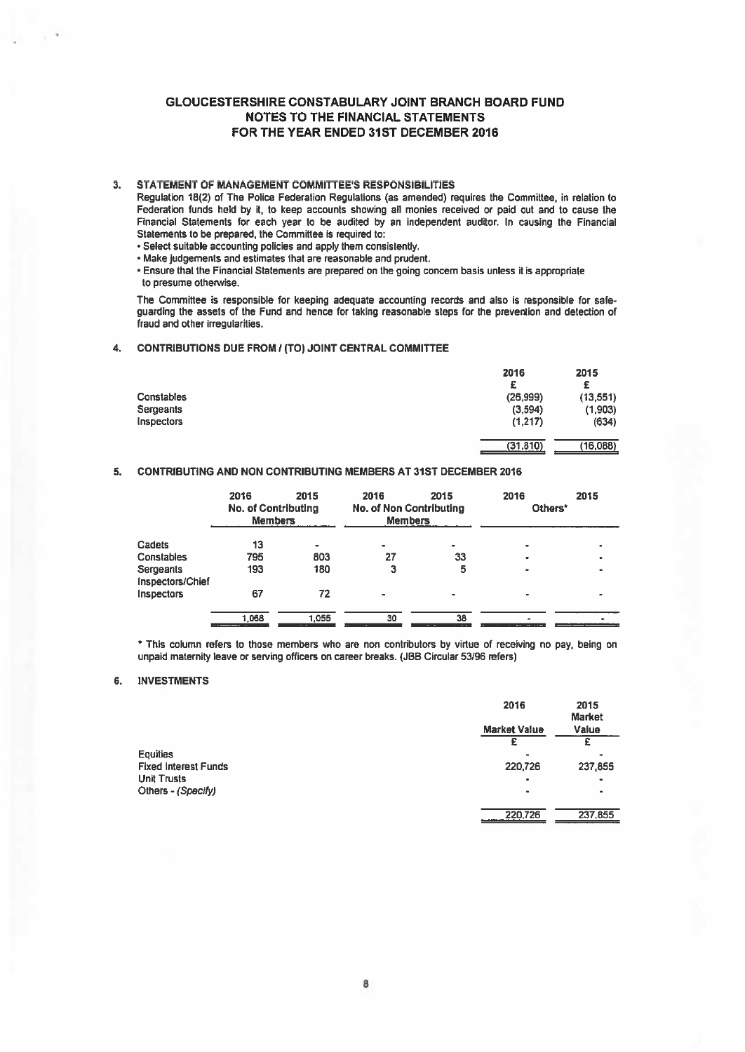# GLOUCESTERSHIRE CONSTABULARY JOINT BRANCH BOARD FUND
## NOTES TO THE FINANCIAL STATEMENTS
## FOR THE YEAR ENDED 31ST DECEMBER 2016

### 3. STATEMENT OF MANAGEMENT COMMITTEE'S RESPONSIBILITIES

Regulation 18(2) of The Police Federation Regulations (as amended) requires the Committee, in relation to Federation funds held by it, to keep accounts showing all monies received or paid out and to cause the Financial Statements for each year to be audited by an independent auditor. In causing the Financial Statements to be prepared, the Committee is required to:

- Select suitable accounting policies and apply them consistently.
- Make judgements and estimates that are reasonable and prudent.
- Ensure that the Financial Statements are prepared on the going concern basis unless it is appropriate to presume otherwise.

The Committee is responsible for keeping adequate accounting records and also is responsible for safeguarding the assets of the Fund and hence for taking reasonable steps for the prevention and detection of fraud and other irregularities.

### 4. CONTRIBUTIONS DUE FROM / (TO) JOINT CENTRAL COMMITTEE

| | 2016 | 2015 |
|---|---|---|
| | £ | £ |
| Constables | (26,999) | (13,551) |
| Sergeants | (3,594) | (1,903) |
| Inspectors | (1,217) | (634) |
| | (31,810) | (16,088) |

### 5. CONTRIBUTING AND NON CONTRIBUTING MEMBERS AT 31ST DECEMBER 2016

| | 2016 | 2015 | 2016 | 2015 | 2016 | 2015 |
|---|---|---|---|---|---|---|
| | No. of Contributing Members | | No. of Non Contributing Members | | Others* | |
| Cadets | 13 | - | - | - | - | - |
| Constables | 795 | 803 | 27 | 33 | - | - |
| Sergeants | 193 | 180 | 3 | 5 | - | - |
| Inspectors/Chief Inspectors | 67 | 72 | - | - | - | - |
| | 1,068 | 1,055 | 30 | 38 | - | - |

\* This column refers to those members who are non contributors by virtue of receiving no pay, being on unpaid maternity leave or serving officers on career breaks. (JBB Circular 53/96 refers)

### 6. INVESTMENTS

| | 2016 | 2015 |
|---|---|---|
| | Market Value | Market Value |
| | £ | £ |
| Equities | - | - |
| Fixed Interest Funds | 220,726 | 237,855 |
| Unit Trusts | - | - |
| Others - *(Specify)* | - | - |
| | 220,726 | 237,855 |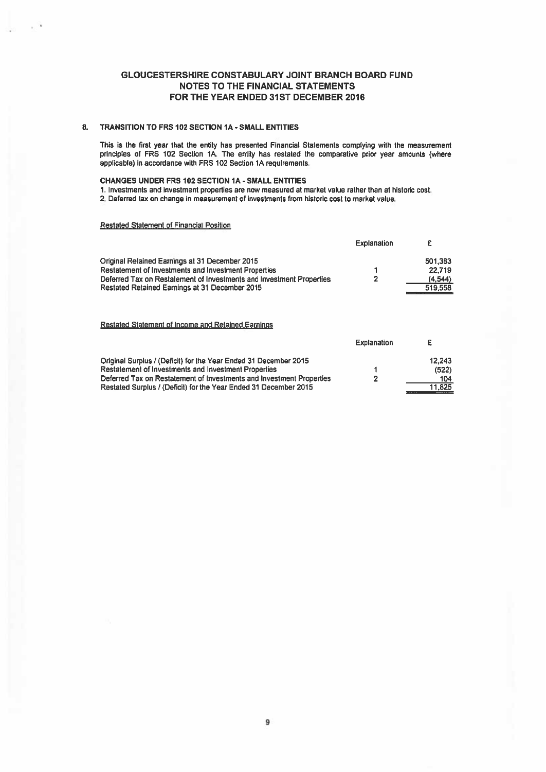# GLOUCESTERSHIRE CONSTABULARY JOINT BRANCH BOARD FUND
## NOTES TO THE FINANCIAL STATEMENTS
## FOR THE YEAR ENDED 31ST DECEMBER 2016

### 8. TRANSITION TO FRS 102 SECTION 1A - SMALL ENTITIES

This is the first year that the entity has presented Financial Statements complying with the measurement principles of FRS 102 Section 1A. The entity has restated the comparative prior year amounts (where applicable) in accordance with FRS 102 Section 1A requirements.

**CHANGES UNDER FRS 102 SECTION 1A - SMALL ENTITIES**

1. Investments and investment properties are now measured at market value rather than at historic cost.
2. Deferred tax on change in measurement of investments from historic cost to market value.

Restated Statement of Financial Position

| | Explanation | £ |
|---|---|---|
| Original Retained Earnings at 31 December 2015 | | 501,383 |
| Restatement of Investments and Investment Properties | 1 | 22,719 |
| Deferred Tax on Restatement of Investments and Investment Properties | 2 | (4,544) |
| Restated Retained Earnings at 31 December 2015 | | 519,558 |

Restated Statement of Income and Retained Earnings

| | Explanation | £ |
|---|---|---|
| Original Surplus / (Deficit) for the Year Ended 31 December 2015 | | 12,243 |
| Restatement of Investments and Investment Properties | 1 | (522) |
| Deferred Tax on Restatement of Investments and Investment Properties | 2 | 104 |
| Restated Surplus / (Deficit) for the Year Ended 31 December 2015 | | 11,825 |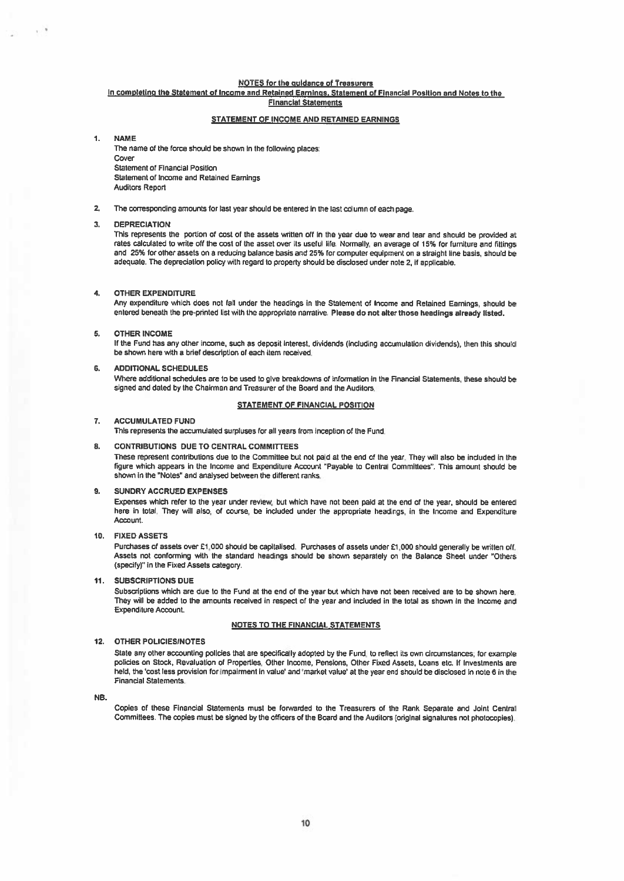## NOTES for the guidance of Treasurers

### In completing the Statement of Income and Retained Earnings, Statement of Financial Position and Notes to the Financial Statements

### STATEMENT OF INCOME AND RETAINED EARNINGS

**1. NAME**

The name of the force should be shown in the following places:
Cover
Statement of Financial Position
Statement of Income and Retained Earnings
Auditors Report

**2.** The corresponding amounts for last year should be entered in the last column of each page.

**3. DEPRECIATION**

This represents the portion of cost of the assets written off in the year due to wear and tear and should be provided at rates calculated to write off the cost of the asset over its useful life. Normally, an average of 15% for furniture and fittings and 25% for other assets on a reducing balance basis and 25% for computer equipment on a straight line basis, should be adequate. The depreciation policy with regard to property should be disclosed under note 2, if applicable.

**4. OTHER EXPENDITURE**

Any expenditure which does not fall under the headings in the Statement of Income and Retained Earnings, should be entered beneath the pre-printed list with the appropriate narrative. **Please do not alter those headings already listed.**

**5. OTHER INCOME**

If the Fund has any other income, such as deposit interest, dividends (including accumulation dividends), then this should be shown here with a brief description of each item received.

**6. ADDITIONAL SCHEDULES**

Where additional schedules are to be used to give breakdowns of information in the Financial Statements, these should be signed and dated by the Chairman and Treasurer of the Board and the Auditors.

### STATEMENT OF FINANCIAL POSITION

**7. ACCUMULATED FUND**

This represents the accumulated surpluses for all years from inception of the Fund.

**8. CONTRIBUTIONS DUE TO CENTRAL COMMITTEES**

These represent contributions due to the Committee but not paid at the end of the year. They will also be included in the figure which appears in the Income and Expenditure Account "Payable to Central Committees". This amount should be shown in the "Notes" and analysed between the different ranks.

**9. SUNDRY ACCRUED EXPENSES**

Expenses which refer to the year under review, but which have not been paid at the end of the year, should be entered here in total. They will also, of course, be included under the appropriate headings, in the Income and Expenditure Account.

**10. FIXED ASSETS**

Purchases of assets over £1,000 should be capitalised. Purchases of assets under £1,000 should generally be written off. Assets not conforming with the standard headings should be shown separately on the Balance Sheet under "Others (specify)" in the Fixed Assets category.

**11. SUBSCRIPTIONS DUE**

Subscriptions which are due to the Fund at the end of the year but which have not been received are to be shown here. They will be added to the amounts received in respect of the year and included in the total as shown in the Income and Expenditure Account.

### NOTES TO THE FINANCIAL STATEMENTS

**12. OTHER POLICIES/NOTES**

State any other accounting policies that are specifically adopted by the Fund, to reflect its own circumstances, for example policies on Stock, Revaluation of Properties, Other Income, Pensions, Other Fixed Assets, Loans etc. If Investments are held, the 'cost less provision for impairment in value' and 'market value' at the year end should be disclosed in note 6 in the Financial Statements.

**NB.**

Copies of these Financial Statements must be forwarded to the Treasurers of the Rank Separate and Joint Central Committees. The copies must be signed by the officers of the Board and the Auditors (original signatures not photocopies).